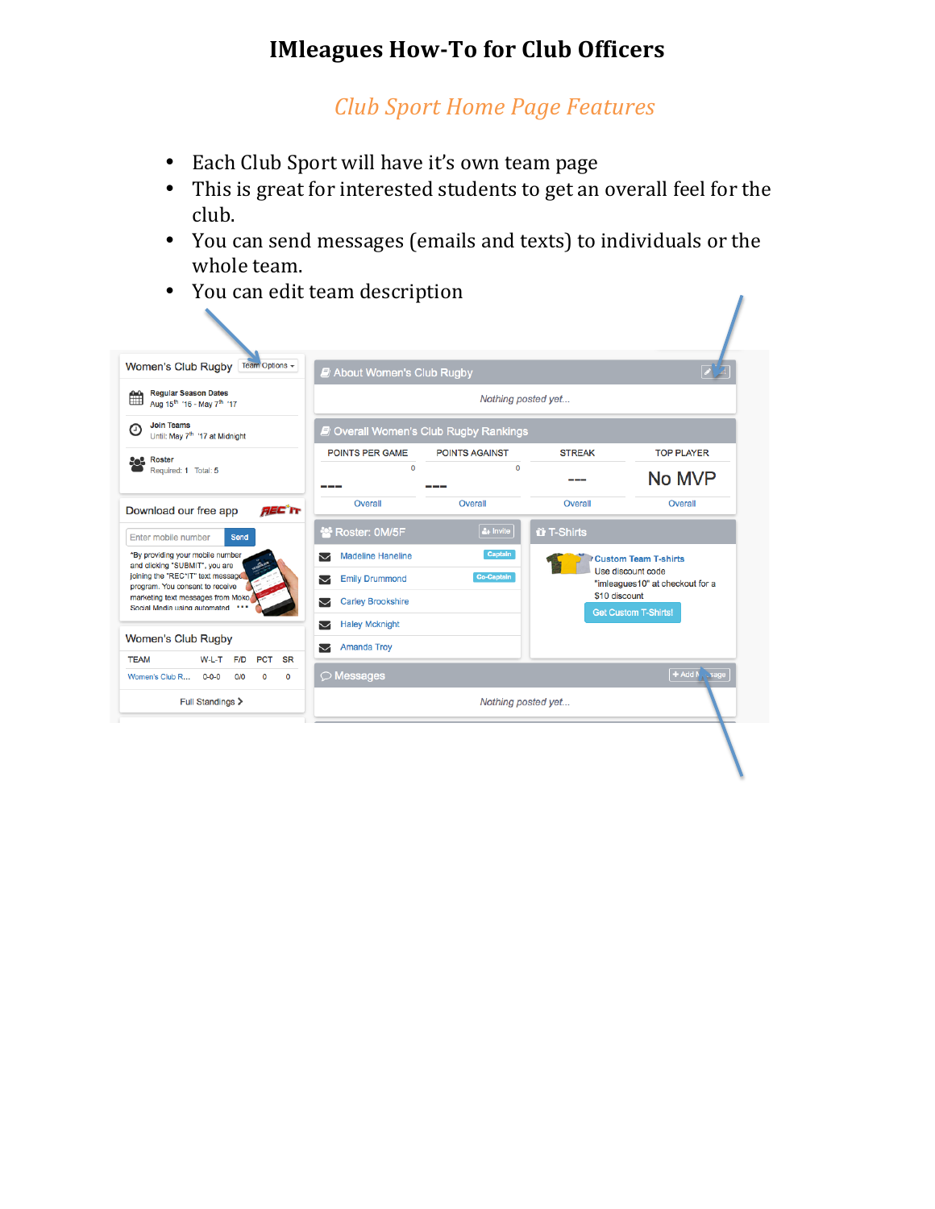# IMleagues How-To for Club Officers

## *Club Sport Home Page Features*

- Each Club Sport will have it's own team page
- This is great for interested students to get an overall feel for the club.
- You can send messages (emails and texts) to individuals or the whole team.
- You can edit team description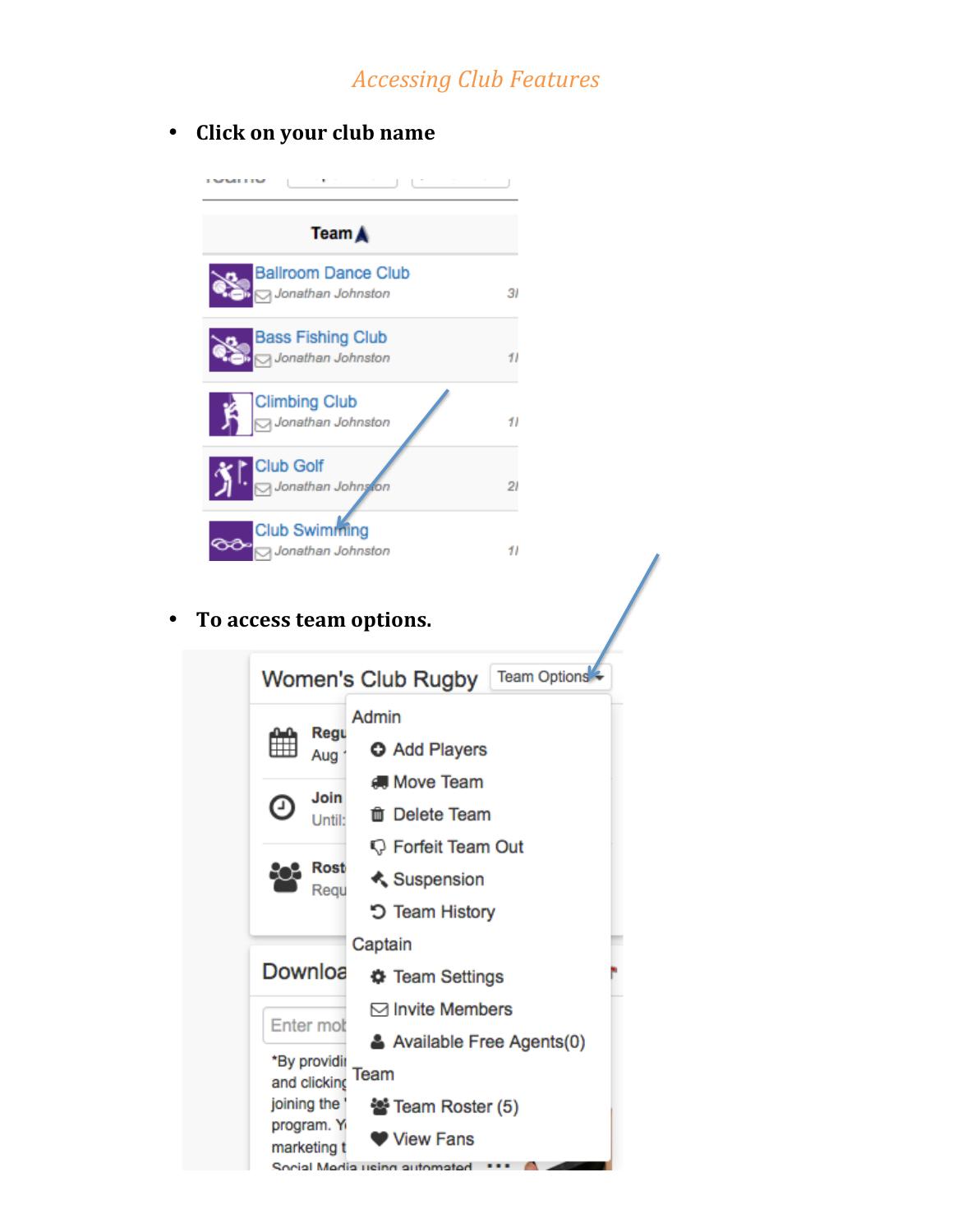## *Accessing Club Features*

- **Click on your club name**

| Team |
|---|
| Ballroom Dance Club — Jonathan Johnston |
| Bass Fishing Club — Jonathan Johnston |
| Climbing Club — Jonathan Johnston |
| Club Golf — Jonathan Johnston |
| Club Swimming — Jonathan Johnston |

- **To access team options.**

Women's Club Rugby — Team Options

Admin
- Add Players
- Move Team
- Delete Team
- Forfeit Team Out
- Suspension
- Team History

Captain
- Team Settings
- Invite Members
- Available Free Agents(0)

Team
- Team Roster (5)
- View Fans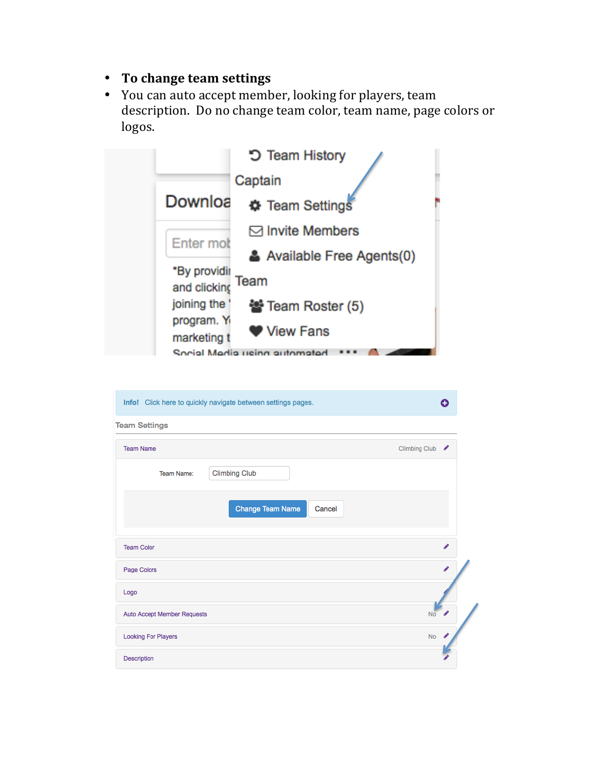- **To change team settings**
- You can auto accept member, looking for players, team description.  Do no change team color, team name, page colors or logos.

Team History

Captain

Team Settings

Invite Members

Available Free Agents(0)

Team

Team Roster (5)

View Fans

Info! Click here to quickly navigate between settings pages.

Team Settings

Team Name — Climbing Club

Team Name: Climbing Club

Change Team Name | Cancel

Team Color

Page Colors

Logo

Auto Accept Member Requests — No

Looking For Players — No

Description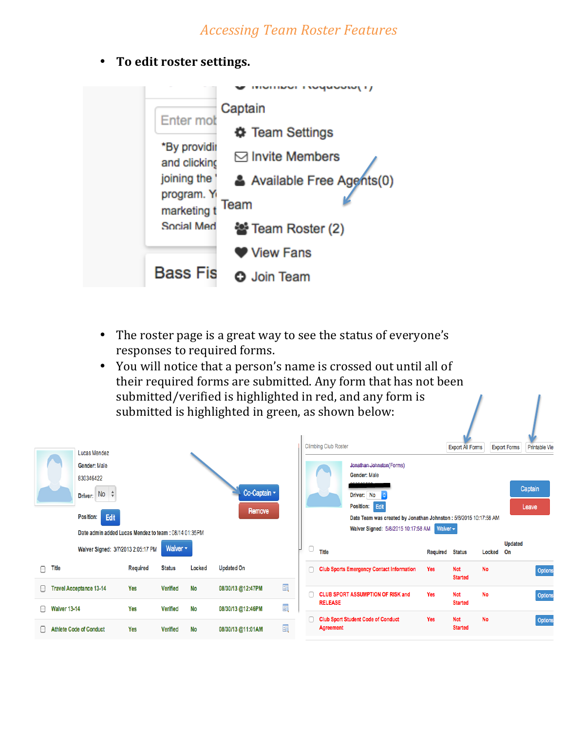## *Accessing Team Roster Features*

- **To edit roster settings.**

Captain

Team Settings

Invite Members

Available Free Agents(0)

Team

Team Roster (2)

View Fans

Join Team

- The roster page is a great way to see the status of everyone's responses to required forms.
- You will notice that a person's name is crossed out until all of their required forms are submitted. Any form that has not been submitted/verified is highlighted in red, and any form is submitted is highlighted in green, as shown below:

Lucas Mendez

Gender: Male

830346422

Driver: No

Position: Edit

Date admin added Lucas Mendez to team : 08/14 01:35PM

Waiver Signed: 3/7/2013 2:05:17 PM

| Title | Required | Status | Locked | Updated On |
| --- | --- | --- | --- | --- |
| Travel Acceptance 13-14 | Yes | Verified | No | 08/30/13 @12:47PM |
| Waiver 13-14 | Yes | Verified | No | 08/30/13 @12:46PM |
| Athlete Code of Conduct | Yes | Verified | No | 08/30/13 @11:01AM |

Climbing Club Roster

Export All Forms | Export Forms | Printable View

~~Jonathan Johnston~~(Forms)

Gender: Male

Driver: No

Position: Edit

Date Team was created by Jonathan Johnston : 5/8/2015 10:17:58 AM

Waiver Signed: 5/8/2015 10:17:58 AM

| Title | Required | Status | Locked | Updated On |
| --- | --- | --- | --- | --- |
| Club Sports Emergency Contact Information | Yes | Not Started | No | |
| CLUB SPORT ASSUMPTION OF RISK and RELEASE | Yes | Not Started | No | |
| Club Sport Student Code of Conduct Agreement | Yes | Not Started | No | |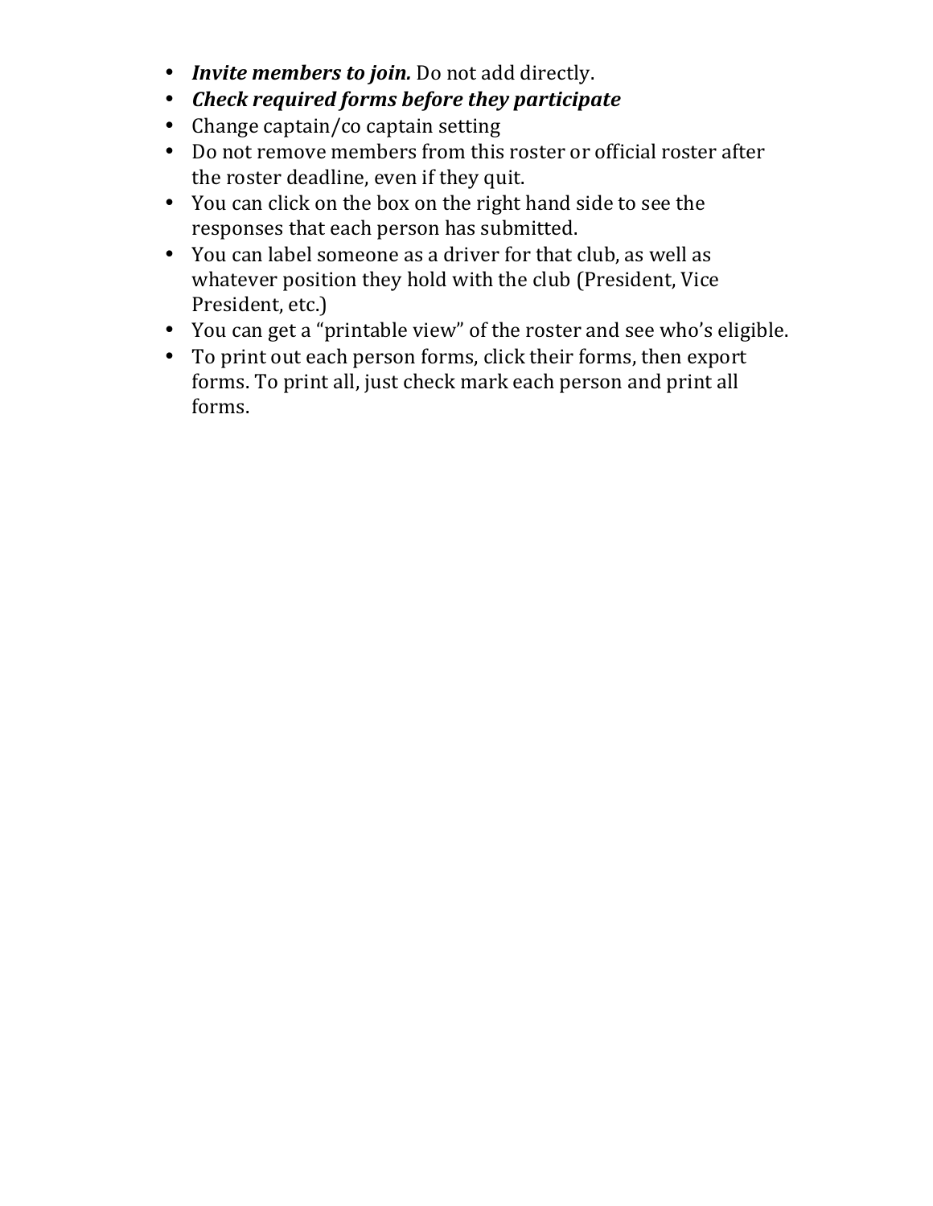- ***Invite members to join.*** Do not add directly.
- ***Check required forms before they participate***
- Change captain/co captain setting
- Do not remove members from this roster or official roster after the roster deadline, even if they quit.
- You can click on the box on the right hand side to see the responses that each person has submitted.
- You can label someone as a driver for that club, as well as whatever position they hold with the club (President, Vice President, etc.)
- You can get a "printable view" of the roster and see who's eligible.
- To print out each person forms, click their forms, then export forms. To print all, just check mark each person and print all forms.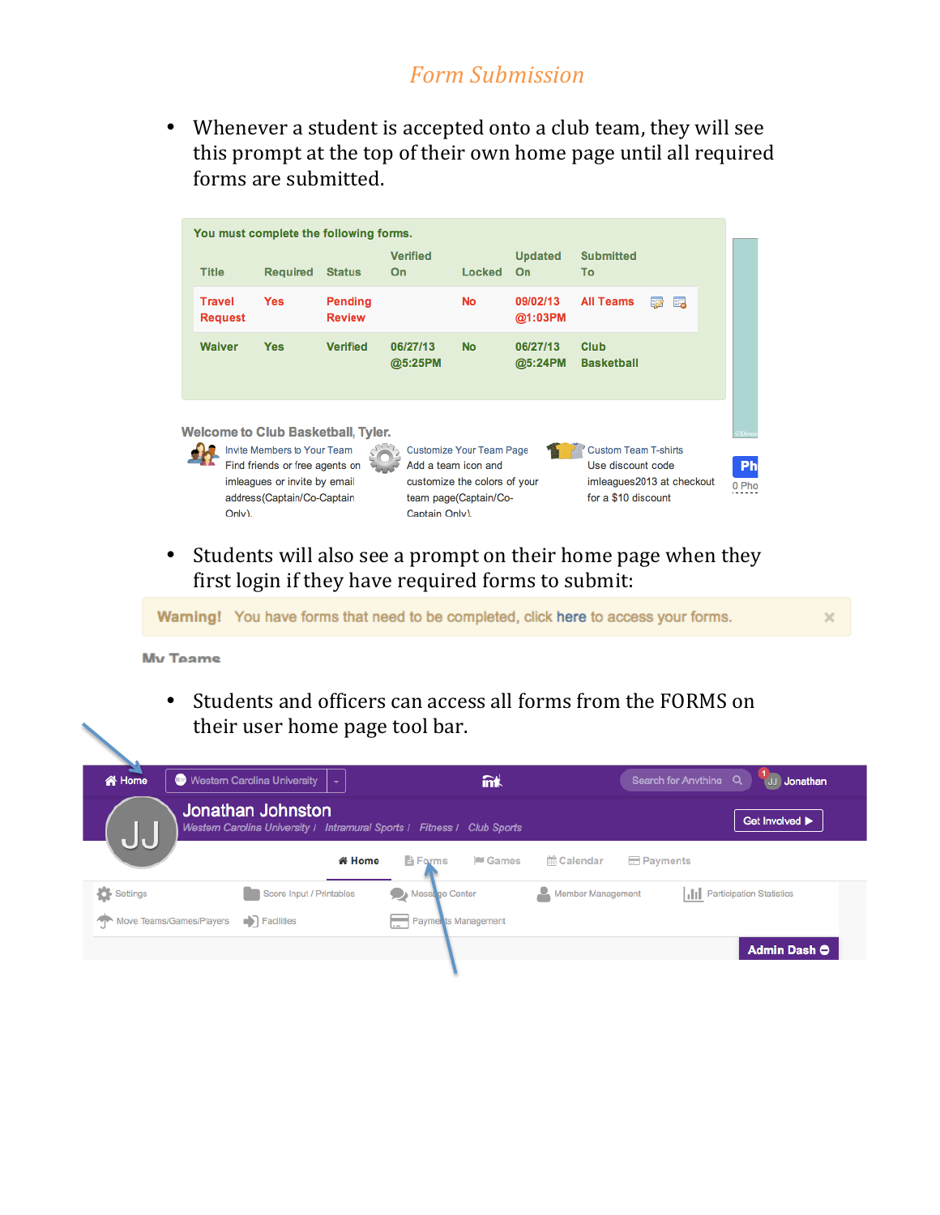## *Form Submission*

- Whenever a student is accepted onto a club team, they will see this prompt at the top of their own home page until all required forms are submitted.

**You must complete the following forms.**

| Title | Required | Status | Verified On | Locked | Updated On | Submitted To |
|---|---|---|---|---|---|---|
| Travel Request | Yes | Pending Review | | No | 09/02/13 @1:03PM | All Teams |
| Waiver | Yes | Verified | 06/27/13 @5:25PM | No | 06/27/13 @5:24PM | Club Basketball |

**Welcome to Club Basketball, Tyler.**

Invite Members to Your Team
Find friends or free agents on imleagues or invite by email address(Captain/Co-Captain Only).

Customize Your Team Page
Add a team icon and customize the colors of your team page(Captain/Co-Captain Only).

Custom Team T-shirts
Use discount code imleagues2013 at checkout for a $10 discount

- Students will also see a prompt on their home page when they first login if they have required forms to submit:

**Warning!** You have forms that need to be completed, click here to access your forms.

**My Teams**

- Students and officers can access all forms from the FORMS on their user home page tool bar.

Home | Western Carolina University | Search for Anything | Jonathan

**Jonathan Johnston**
Western Carolina University / Intramural Sports / Fitness / Club Sports

Get Involved ▶

Home | Forms | Games | Calendar | Payments

Settings | Score Input / Printables | Message Center | Member Management | Participation Statistics
Move Teams/Games/Players | Facilities | Payments Management

Admin Dash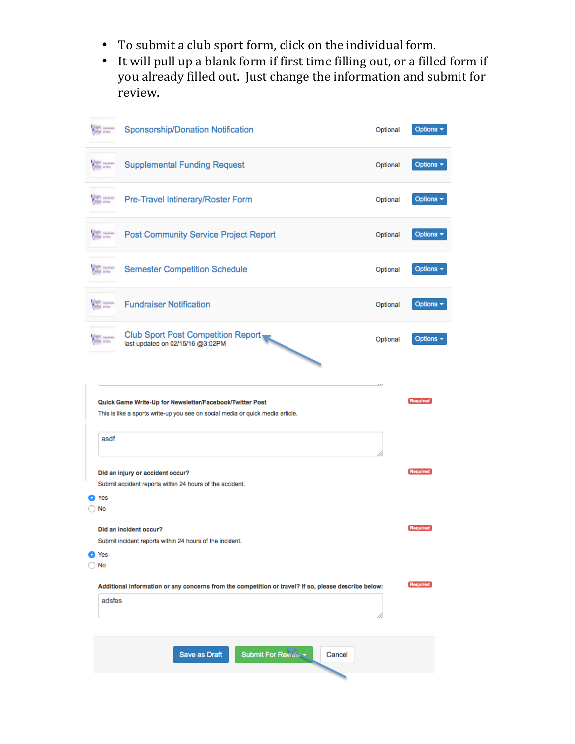- To submit a club sport form, click on the individual form.
- It will pull up a blank form if first time filling out, or a filled form if you already filled out. Just change the information and submit for review.

| | | | |
|---|---|---|---|
| | Sponsorship/Donation Notification | Optional | Options |
| | Supplemental Funding Request | Optional | Options |
| | Pre-Travel Intinerary/Roster Form | Optional | Options |
| | Post Community Service Project Report | Optional | Options |
| | Semester Competition Schedule | Optional | Options |
| | Fundraiser Notification | Optional | Options |
| | Club Sport Post Competition Report<br>last updated on 02/15/16 @3:02PM | Optional | Options |

**Quick Game Write-Up for Newsletter/Facebook/Twitter Post** Required

This is like a sports write-up you see on social media or quick media article.

asdf

**Did an injury or accident occur?** Required

Submit accident reports within 24 hours of the accident.

- (•) Yes
- ( ) No

**Did an incident occur?** Required

Submit incident reports within 24 hours of the incident.

- (•) Yes
- ( ) No

**Additional information or any concerns from the competition or travel? If so, please describe below:** Required

adsfas

Save as Draft | Submit For Review | Cancel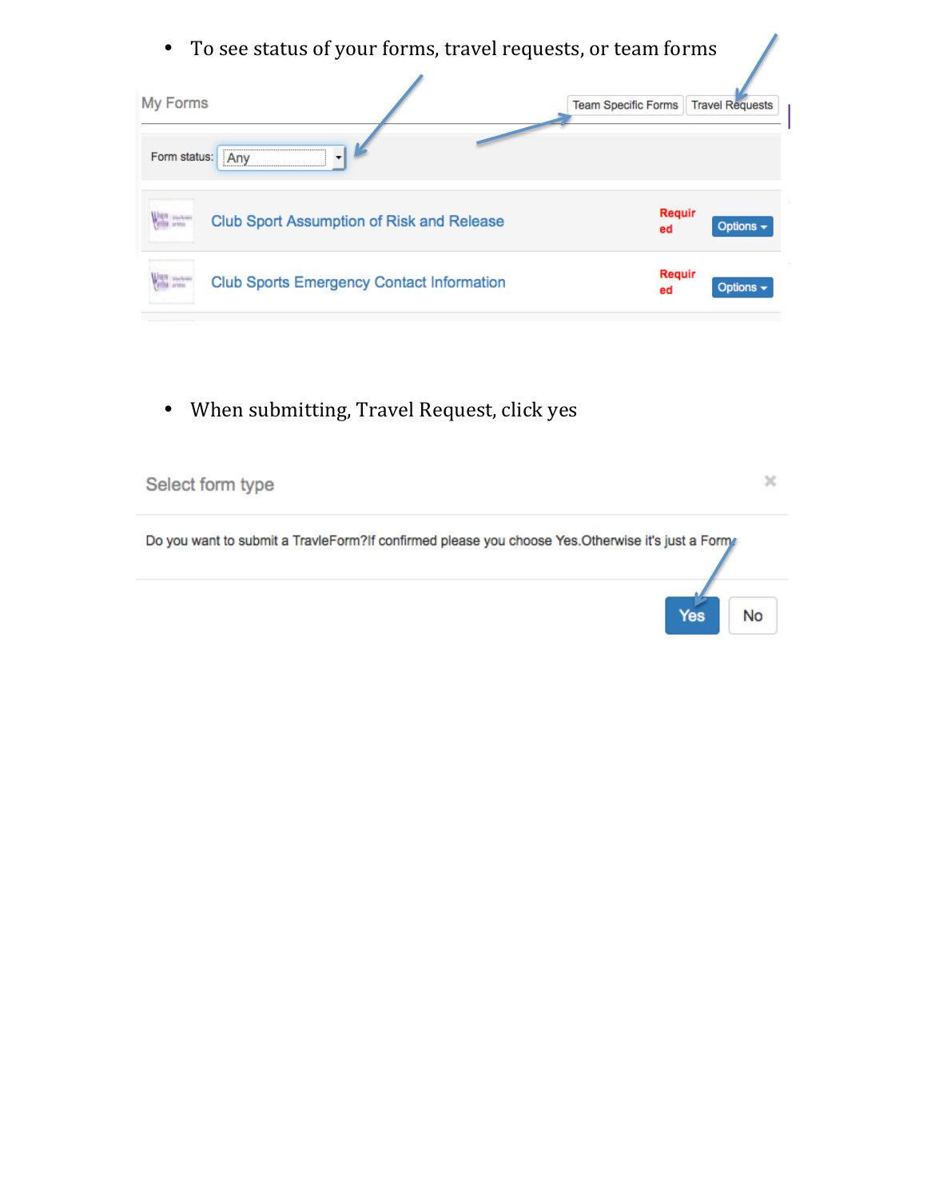- To see status of your forms, travel requests, or team forms

My Forms

Team Specific Forms | Travel Requests

Form status: Any

Club Sport Assumption of Risk and Release — Required — Options

Club Sports Emergency Contact Information — Required — Options

- When submitting, Travel Request, click yes

Select form type

Do you want to submit a TravleForm?If confirmed please you choose Yes.Otherwise it's just a Form

Yes | No